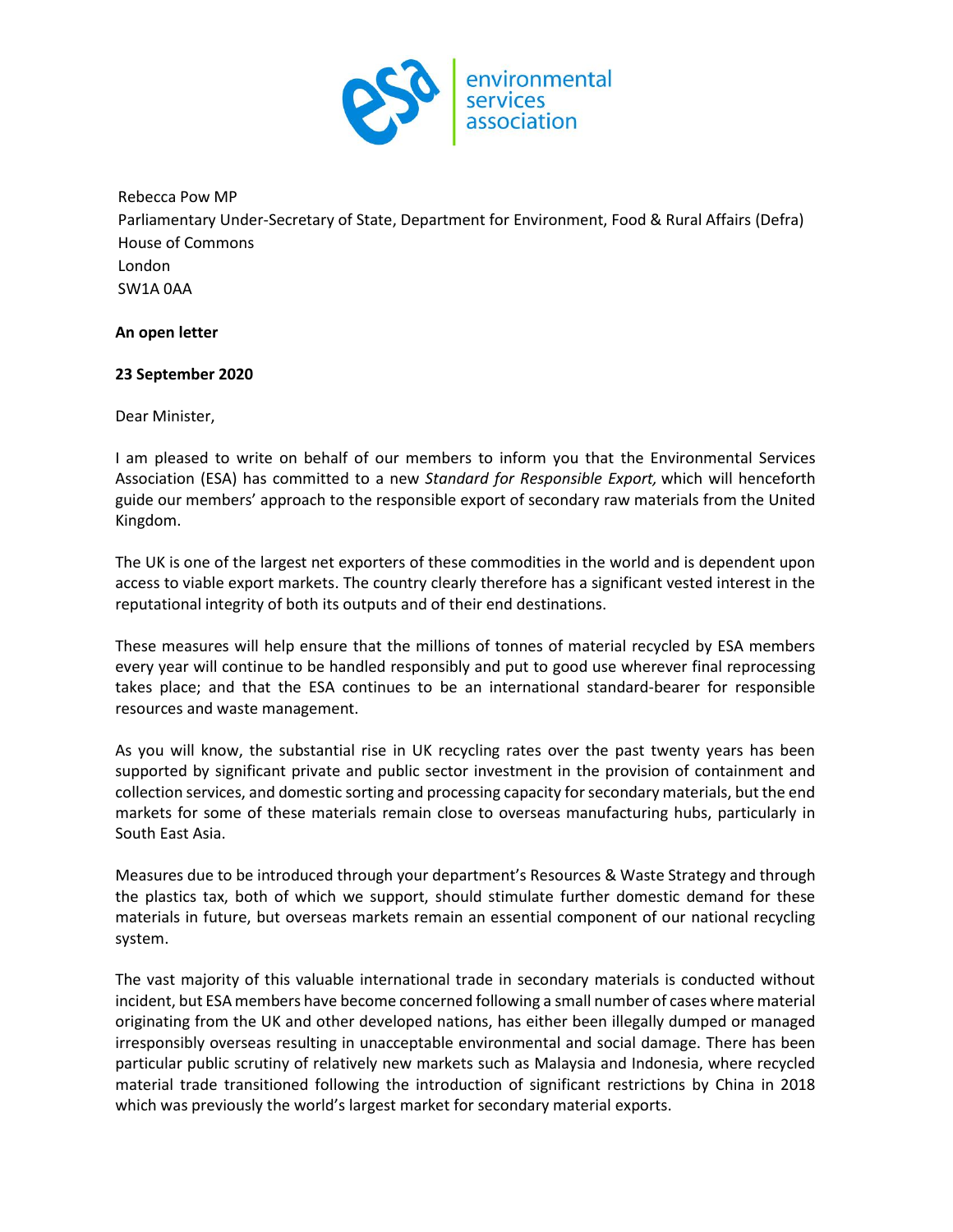environmental services association

Rebecca Pow MP
Parliamentary Under-Secretary of State, Department for Environment, Food & Rural Affairs (Defra)
House of Commons
London
SW1A 0AA

**An open letter**

**23 September 2020**

Dear Minister,

I am pleased to write on behalf of our members to inform you that the Environmental Services Association (ESA) has committed to a new *Standard for Responsible Export,* which will henceforth guide our members' approach to the responsible export of secondary raw materials from the United Kingdom.

The UK is one of the largest net exporters of these commodities in the world and is dependent upon access to viable export markets. The country clearly therefore has a significant vested interest in the reputational integrity of both its outputs and of their end destinations.

These measures will help ensure that the millions of tonnes of material recycled by ESA members every year will continue to be handled responsibly and put to good use wherever final reprocessing takes place; and that the ESA continues to be an international standard-bearer for responsible resources and waste management.

As you will know, the substantial rise in UK recycling rates over the past twenty years has been supported by significant private and public sector investment in the provision of containment and collection services, and domestic sorting and processing capacity for secondary materials, but the end markets for some of these materials remain close to overseas manufacturing hubs, particularly in South East Asia.

Measures due to be introduced through your department's Resources & Waste Strategy and through the plastics tax, both of which we support, should stimulate further domestic demand for these materials in future, but overseas markets remain an essential component of our national recycling system.

The vast majority of this valuable international trade in secondary materials is conducted without incident, but ESA members have become concerned following a small number of cases where material originating from the UK and other developed nations, has either been illegally dumped or managed irresponsibly overseas resulting in unacceptable environmental and social damage. There has been particular public scrutiny of relatively new markets such as Malaysia and Indonesia, where recycled material trade transitioned following the introduction of significant restrictions by China in 2018 which was previously the world's largest market for secondary material exports.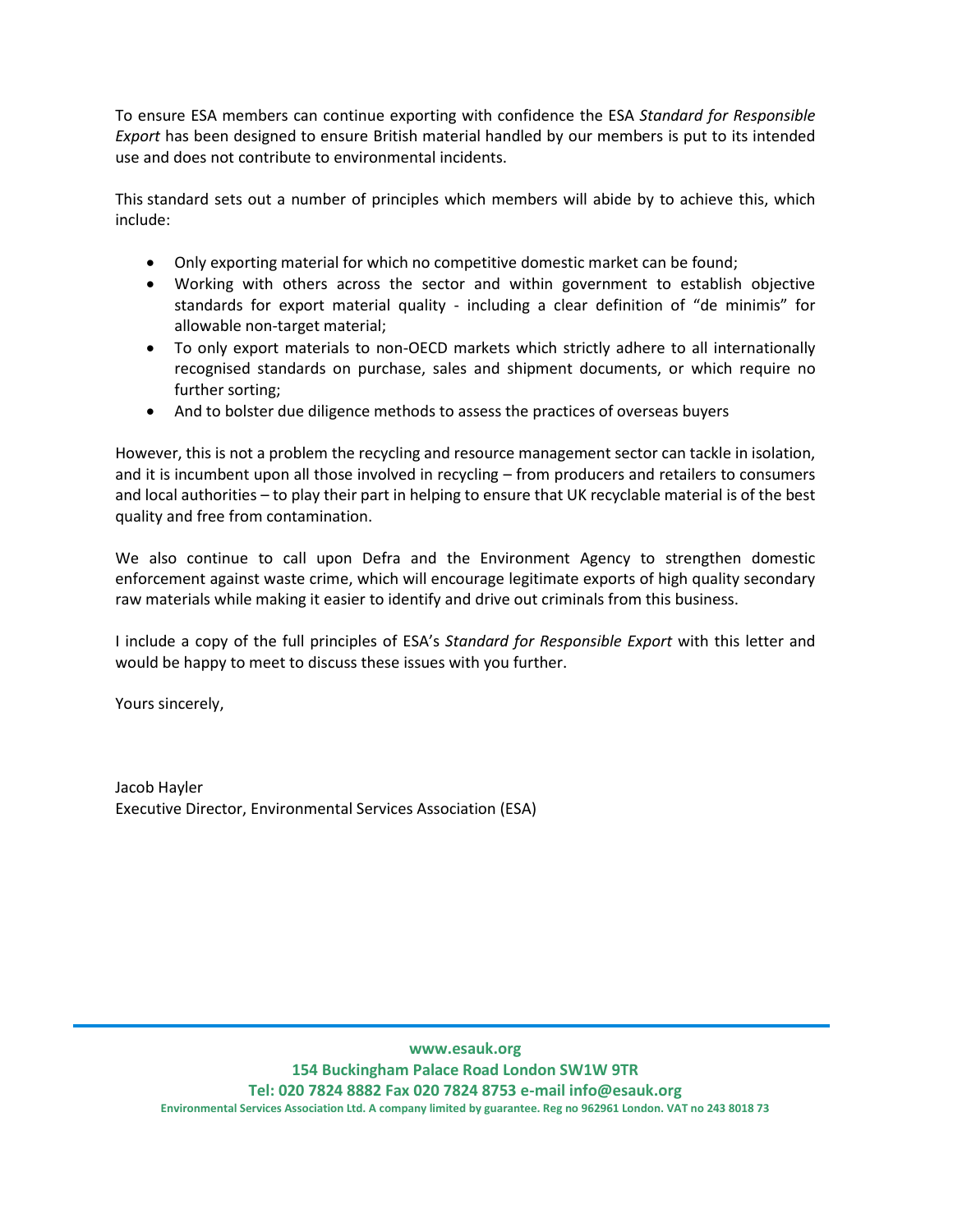To ensure ESA members can continue exporting with confidence the ESA *Standard for Responsible Export* has been designed to ensure British material handled by our members is put to its intended use and does not contribute to environmental incidents.

This standard sets out a number of principles which members will abide by to achieve this, which include:

- Only exporting material for which no competitive domestic market can be found;
- Working with others across the sector and within government to establish objective standards for export material quality - including a clear definition of "de minimis" for allowable non-target material;
- To only export materials to non-OECD markets which strictly adhere to all internationally recognised standards on purchase, sales and shipment documents, or which require no further sorting;
- And to bolster due diligence methods to assess the practices of overseas buyers

However, this is not a problem the recycling and resource management sector can tackle in isolation, and it is incumbent upon all those involved in recycling – from producers and retailers to consumers and local authorities – to play their part in helping to ensure that UK recyclable material is of the best quality and free from contamination.

We also continue to call upon Defra and the Environment Agency to strengthen domestic enforcement against waste crime, which will encourage legitimate exports of high quality secondary raw materials while making it easier to identify and drive out criminals from this business.

I include a copy of the full principles of ESA's *Standard for Responsible Export* with this letter and would be happy to meet to discuss these issues with you further.

Yours sincerely,

Jacob Hayler
Executive Director, Environmental Services Association (ESA)

**www.esauk.org**
**154 Buckingham Palace Road London SW1W 9TR**
**Tel: 020 7824 8882 Fax 020 7824 8753 e-mail info@esauk.org**
**Environmental Services Association Ltd. A company limited by guarantee. Reg no 962961 London. VAT no 243 8018 73**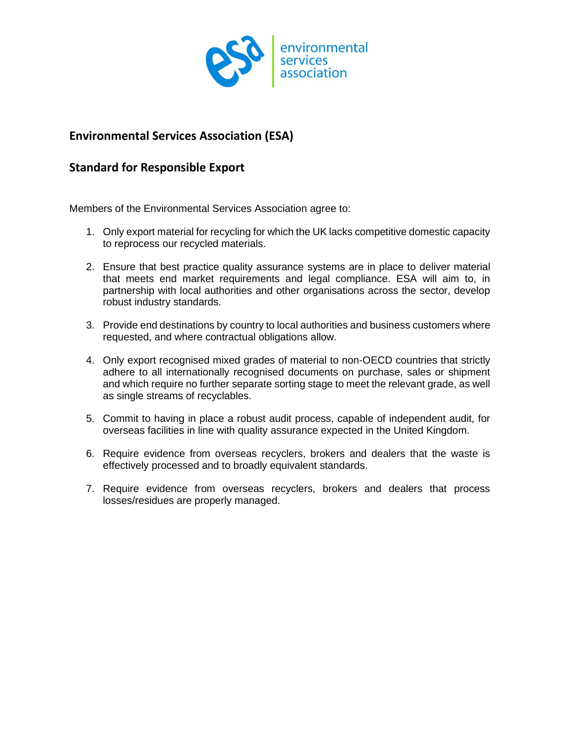## Environmental Services Association (ESA)

## Standard for Responsible Export

Members of the Environmental Services Association agree to:

1. Only export material for recycling for which the UK lacks competitive domestic capacity to reprocess our recycled materials.

2. Ensure that best practice quality assurance systems are in place to deliver material that meets end market requirements and legal compliance. ESA will aim to, in partnership with local authorities and other organisations across the sector, develop robust industry standards.

3. Provide end destinations by country to local authorities and business customers where requested, and where contractual obligations allow.

4. Only export recognised mixed grades of material to non-OECD countries that strictly adhere to all internationally recognised documents on purchase, sales or shipment and which require no further separate sorting stage to meet the relevant grade, as well as single streams of recyclables.

5. Commit to having in place a robust audit process, capable of independent audit, for overseas facilities in line with quality assurance expected in the United Kingdom.

6. Require evidence from overseas recyclers, brokers and dealers that the waste is effectively processed and to broadly equivalent standards.

7. Require evidence from overseas recyclers, brokers and dealers that process losses/residues are properly managed.